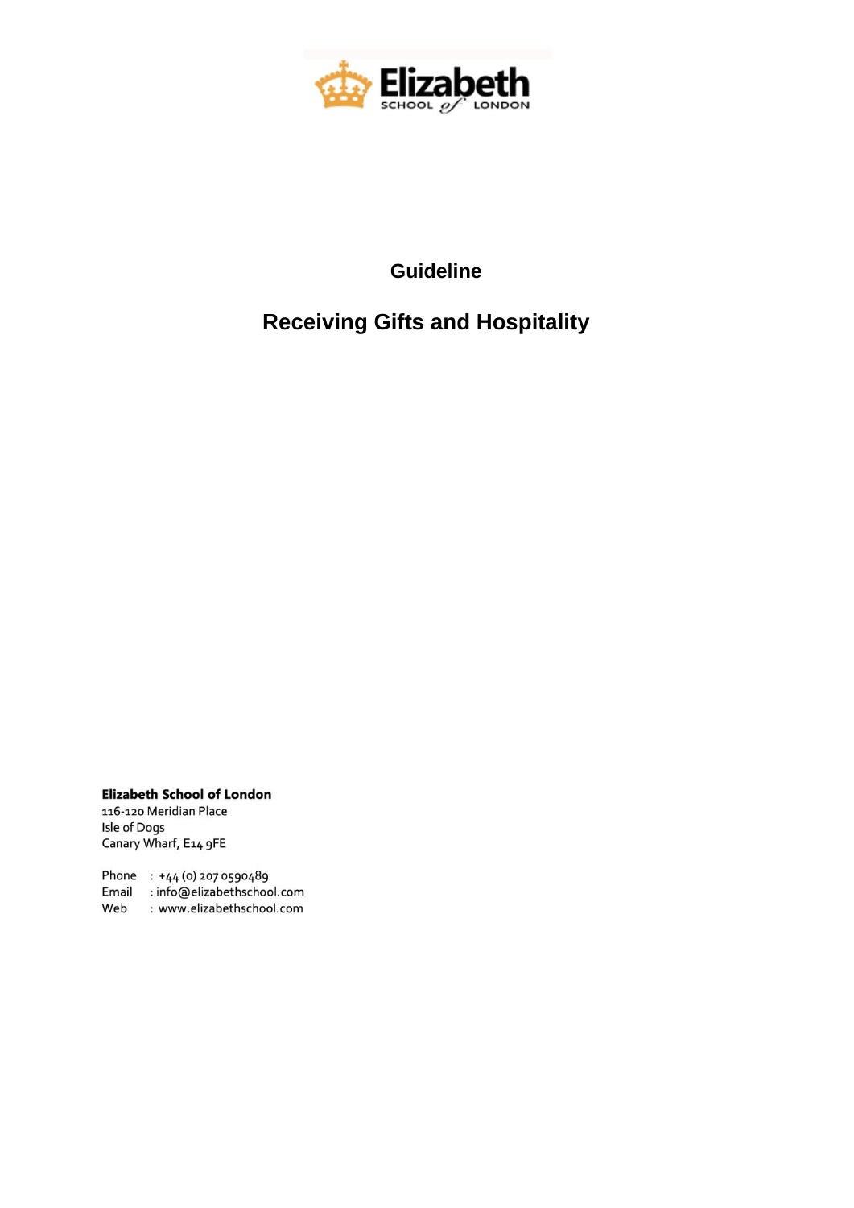Elizabeth SCHOOL of LONDON

# Guideline

# Receiving Gifts and Hospitality

**Elizabeth School of London**
116-120 Meridian Place
Isle of Dogs
Canary Wharf, E14 9FE

Phone : +44 (0) 207 0590489
Email : info@elizabethschool.com
Web : www.elizabethschool.com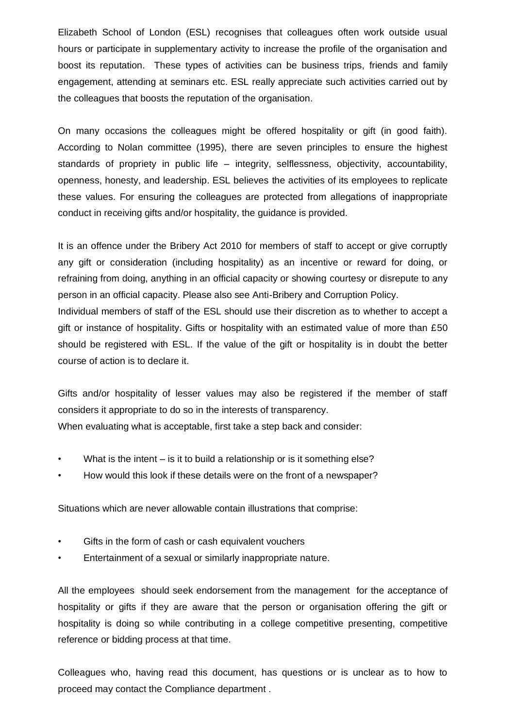Elizabeth School of London (ESL) recognises that colleagues often work outside usual hours or participate in supplementary activity to increase the profile of the organisation and boost its reputation. These types of activities can be business trips, friends and family engagement, attending at seminars etc. ESL really appreciate such activities carried out by the colleagues that boosts the reputation of the organisation.

On many occasions the colleagues might be offered hospitality or gift (in good faith). According to Nolan committee (1995), there are seven principles to ensure the highest standards of propriety in public life – integrity, selflessness, objectivity, accountability, openness, honesty, and leadership. ESL believes the activities of its employees to replicate these values. For ensuring the colleagues are protected from allegations of inappropriate conduct in receiving gifts and/or hospitality, the guidance is provided.

It is an offence under the Bribery Act 2010 for members of staff to accept or give corruptly any gift or consideration (including hospitality) as an incentive or reward for doing, or refraining from doing, anything in an official capacity or showing courtesy or disrepute to any person in an official capacity. Please also see Anti-Bribery and Corruption Policy.
Individual members of staff of the ESL should use their discretion as to whether to accept a gift or instance of hospitality. Gifts or hospitality with an estimated value of more than £50 should be registered with ESL. If the value of the gift or hospitality is in doubt the better course of action is to declare it.

Gifts and/or hospitality of lesser values may also be registered if the member of staff considers it appropriate to do so in the interests of transparency.
When evaluating what is acceptable, first take a step back and consider:

- What is the intent – is it to build a relationship or is it something else?
- How would this look if these details were on the front of a newspaper?

Situations which are never allowable contain illustrations that comprise:

- Gifts in the form of cash or cash equivalent vouchers
- Entertainment of a sexual or similarly inappropriate nature.

All the employees should seek endorsement from the management for the acceptance of hospitality or gifts if they are aware that the person or organisation offering the gift or hospitality is doing so while contributing in a college competitive presenting, competitive reference or bidding process at that time.

Colleagues who, having read this document, has questions or is unclear as to how to proceed may contact the Compliance department .